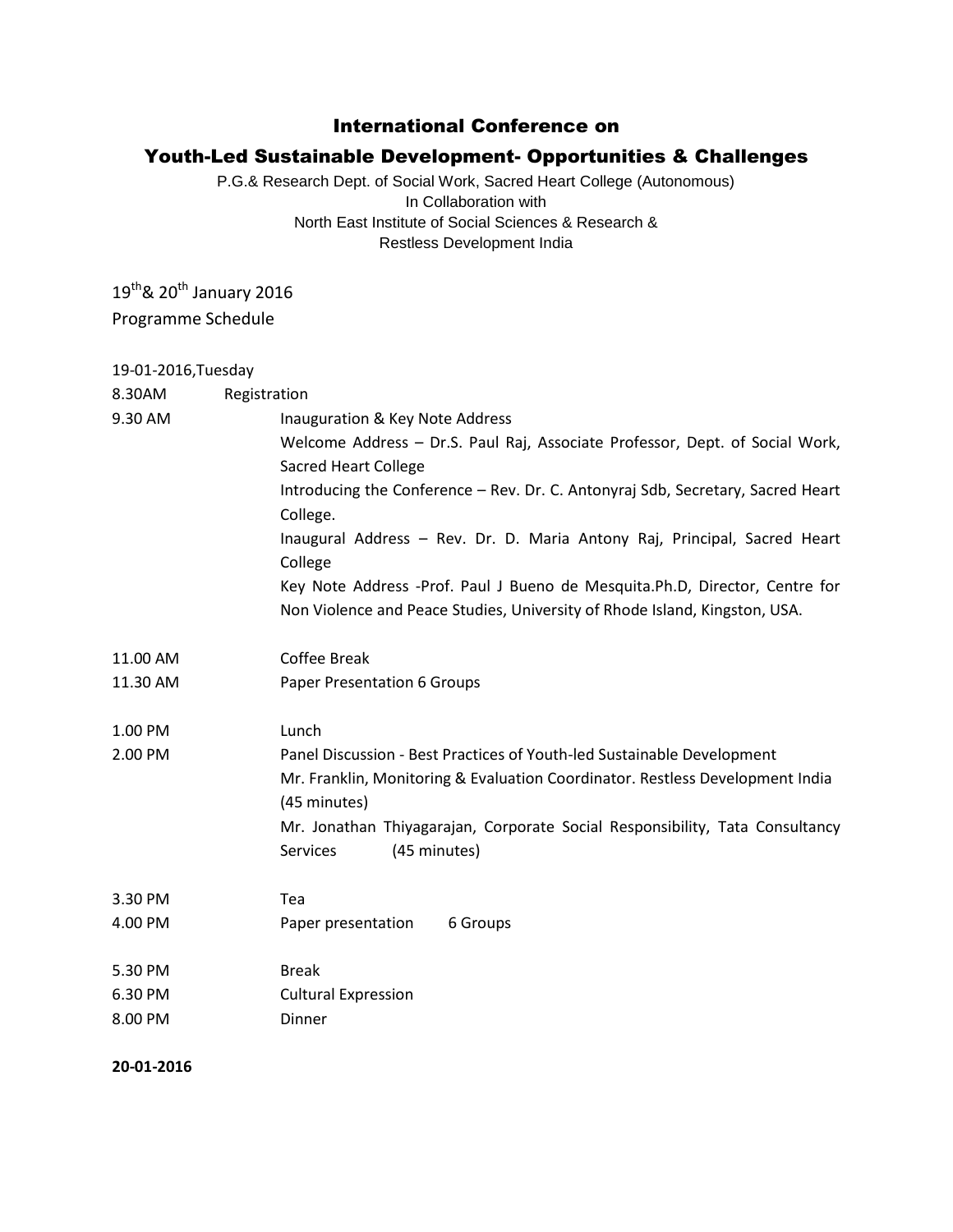# International Conference on

## Youth-Led Sustainable Development- Opportunities & Challenges

P.G.& Research Dept. of Social Work, Sacred Heart College (Autonomous)
In Collaboration with
North East Institute of Social Sciences & Research &
Restless Development India

19th& 20th January 2016
Programme Schedule

19-01-2016,Tuesday

| | |
|---|---|
| 8.30AM | Registration |
| 9.30 AM | Inauguration & Key Note Address<br>Welcome Address – Dr.S. Paul Raj, Associate Professor, Dept. of Social Work, Sacred Heart College<br>Introducing the Conference – Rev. Dr. C. Antonyraj Sdb, Secretary, Sacred Heart College.<br>Inaugural Address – Rev. Dr. D. Maria Antony Raj, Principal, Sacred Heart College<br>Key Note Address -Prof. Paul J Bueno de Mesquita.Ph.D, Director, Centre for Non Violence and Peace Studies, University of Rhode Island, Kingston, USA. |
| 11.00 AM | Coffee Break |
| 11.30 AM | Paper Presentation 6 Groups |
| 1.00 PM | Lunch |
| 2.00 PM | Panel Discussion - Best Practices of Youth-led Sustainable Development<br>Mr. Franklin, Monitoring & Evaluation Coordinator. Restless Development India (45 minutes)<br>Mr. Jonathan Thiyagarajan, Corporate Social Responsibility, Tata Consultancy Services (45 minutes) |
| 3.30 PM | Tea |
| 4.00 PM | Paper presentation 6 Groups |
| 5.30 PM | Break |
| 6.30 PM | Cultural Expression |
| 8.00 PM | Dinner |

**20-01-2016**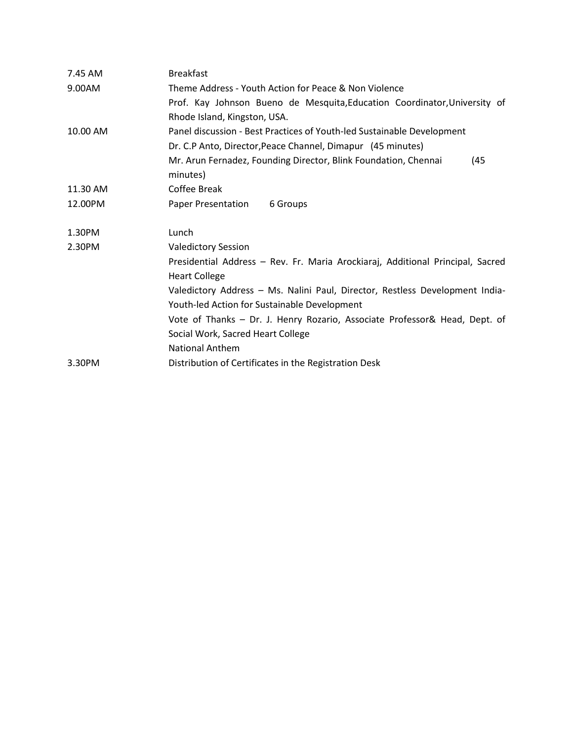| | |
|---|---|
| 7.45 AM | Breakfast |
| 9.00AM | Theme Address - Youth Action for Peace & Non Violence<br>Prof. Kay Johnson Bueno de Mesquita,Education Coordinator,University of Rhode Island, Kingston, USA. |
| 10.00 AM | Panel discussion - Best Practices of Youth-led Sustainable Development<br>Dr. C.P Anto, Director,Peace Channel, Dimapur (45 minutes)<br>Mr. Arun Fernadez, Founding Director, Blink Foundation, Chennai (45 minutes) |
| 11.30 AM | Coffee Break |
| 12.00PM | Paper Presentation 6 Groups |
| 1.30PM | Lunch |
| 2.30PM | Valedictory Session<br>Presidential Address – Rev. Fr. Maria Arockiaraj, Additional Principal, Sacred Heart College<br>Valedictory Address – Ms. Nalini Paul, Director, Restless Development India-Youth-led Action for Sustainable Development<br>Vote of Thanks – Dr. J. Henry Rozario, Associate Professor& Head, Dept. of Social Work, Sacred Heart College<br>National Anthem |
| 3.30PM | Distribution of Certificates in the Registration Desk |